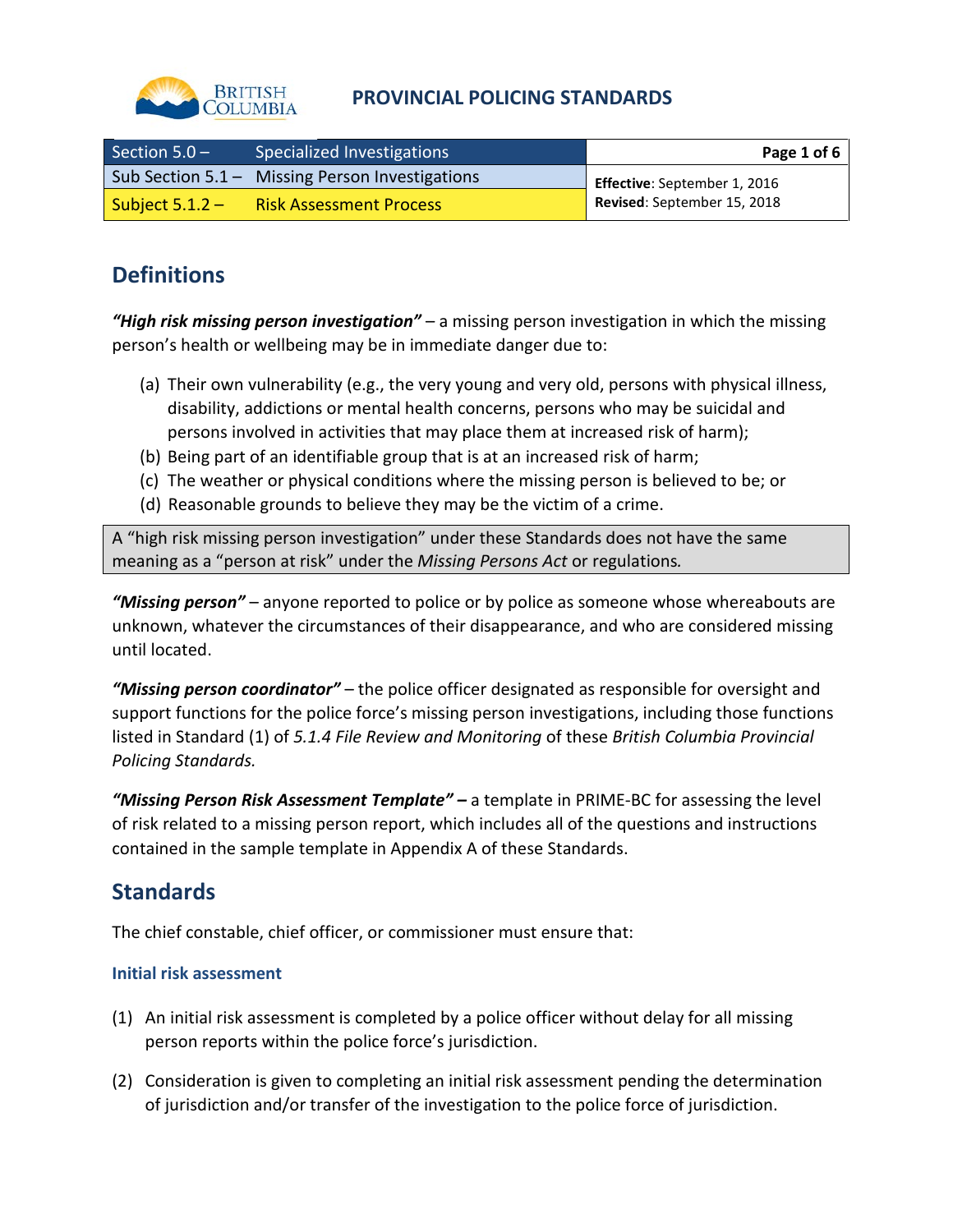# PROVINCIAL POLICING STANDARDS

| Section 5.0 – | Specialized Investigations | |
|---|---|---|
| Sub Section 5.1 – | Missing Person Investigations | **Effective**: September 1, 2016 |
| Subject 5.1.2 – | Risk Assessment Process | **Revised**: September 15, 2018 |

## Definitions

***"High risk missing person investigation"*** – a missing person investigation in which the missing person's health or wellbeing may be in immediate danger due to:

(a) Their own vulnerability (e.g., the very young and very old, persons with physical illness, disability, addictions or mental health concerns, persons who may be suicidal and persons involved in activities that may place them at increased risk of harm);
(b) Being part of an identifiable group that is at an increased risk of harm;
(c) The weather or physical conditions where the missing person is believed to be; or
(d) Reasonable grounds to believe they may be the victim of a crime.

A "high risk missing person investigation" under these Standards does not have the same meaning as a "person at risk" under the *Missing Persons Act* or regulations.

***"Missing person"*** – anyone reported to police or by police as someone whose whereabouts are unknown, whatever the circumstances of their disappearance, and who are considered missing until located.

***"Missing person coordinator"*** – the police officer designated as responsible for oversight and support functions for the police force's missing person investigations, including those functions listed in Standard (1) of *5.1.4 File Review and Monitoring* of these *British Columbia Provincial Policing Standards.*

***"Missing Person Risk Assessment Template" –*** a template in PRIME-BC for assessing the level of risk related to a missing person report, which includes all of the questions and instructions contained in the sample template in Appendix A of these Standards.

## Standards

The chief constable, chief officer, or commissioner must ensure that:

### Initial risk assessment

(1) An initial risk assessment is completed by a police officer without delay for all missing person reports within the police force's jurisdiction.

(2) Consideration is given to completing an initial risk assessment pending the determination of jurisdiction and/or transfer of the investigation to the police force of jurisdiction.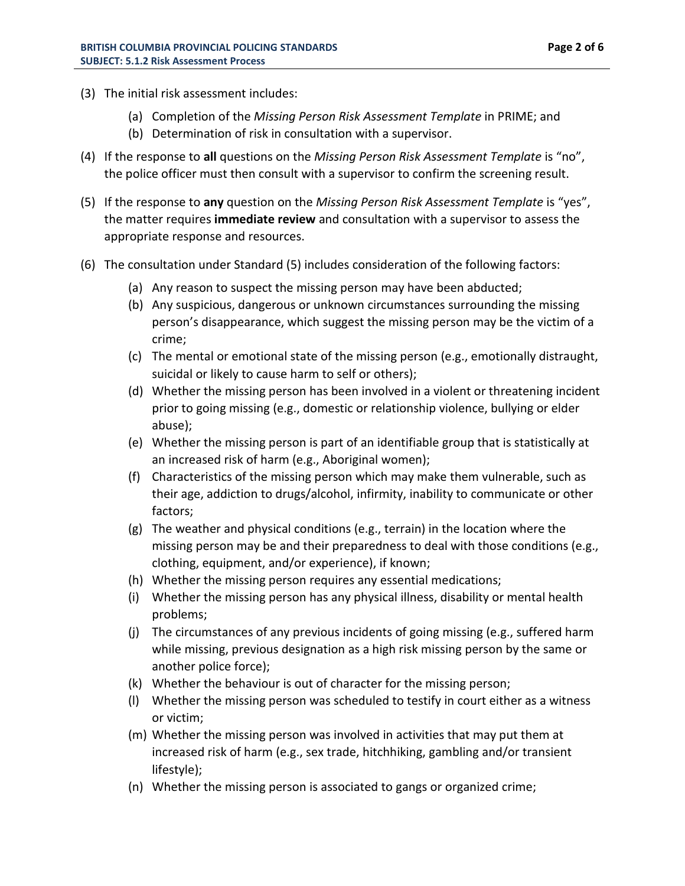(3) The initial risk assessment includes:

  (a) Completion of the *Missing Person Risk Assessment Template* in PRIME; and
  (b) Determination of risk in consultation with a supervisor.

(4) If the response to **all** questions on the *Missing Person Risk Assessment Template* is "no", the police officer must then consult with a supervisor to confirm the screening result.

(5) If the response to **any** question on the *Missing Person Risk Assessment Template* is "yes", the matter requires **immediate review** and consultation with a supervisor to assess the appropriate response and resources.

(6) The consultation under Standard (5) includes consideration of the following factors:

  (a) Any reason to suspect the missing person may have been abducted;
  (b) Any suspicious, dangerous or unknown circumstances surrounding the missing person's disappearance, which suggest the missing person may be the victim of a crime;
  (c) The mental or emotional state of the missing person (e.g., emotionally distraught, suicidal or likely to cause harm to self or others);
  (d) Whether the missing person has been involved in a violent or threatening incident prior to going missing (e.g., domestic or relationship violence, bullying or elder abuse);
  (e) Whether the missing person is part of an identifiable group that is statistically at an increased risk of harm (e.g., Aboriginal women);
  (f) Characteristics of the missing person which may make them vulnerable, such as their age, addiction to drugs/alcohol, infirmity, inability to communicate or other factors;
  (g) The weather and physical conditions (e.g., terrain) in the location where the missing person may be and their preparedness to deal with those conditions (e.g., clothing, equipment, and/or experience), if known;
  (h) Whether the missing person requires any essential medications;
  (i) Whether the missing person has any physical illness, disability or mental health problems;
  (j) The circumstances of any previous incidents of going missing (e.g., suffered harm while missing, previous designation as a high risk missing person by the same or another police force);
  (k) Whether the behaviour is out of character for the missing person;
  (l) Whether the missing person was scheduled to testify in court either as a witness or victim;
  (m) Whether the missing person was involved in activities that may put them at increased risk of harm (e.g., sex trade, hitchhiking, gambling and/or transient lifestyle);
  (n) Whether the missing person is associated to gangs or organized crime;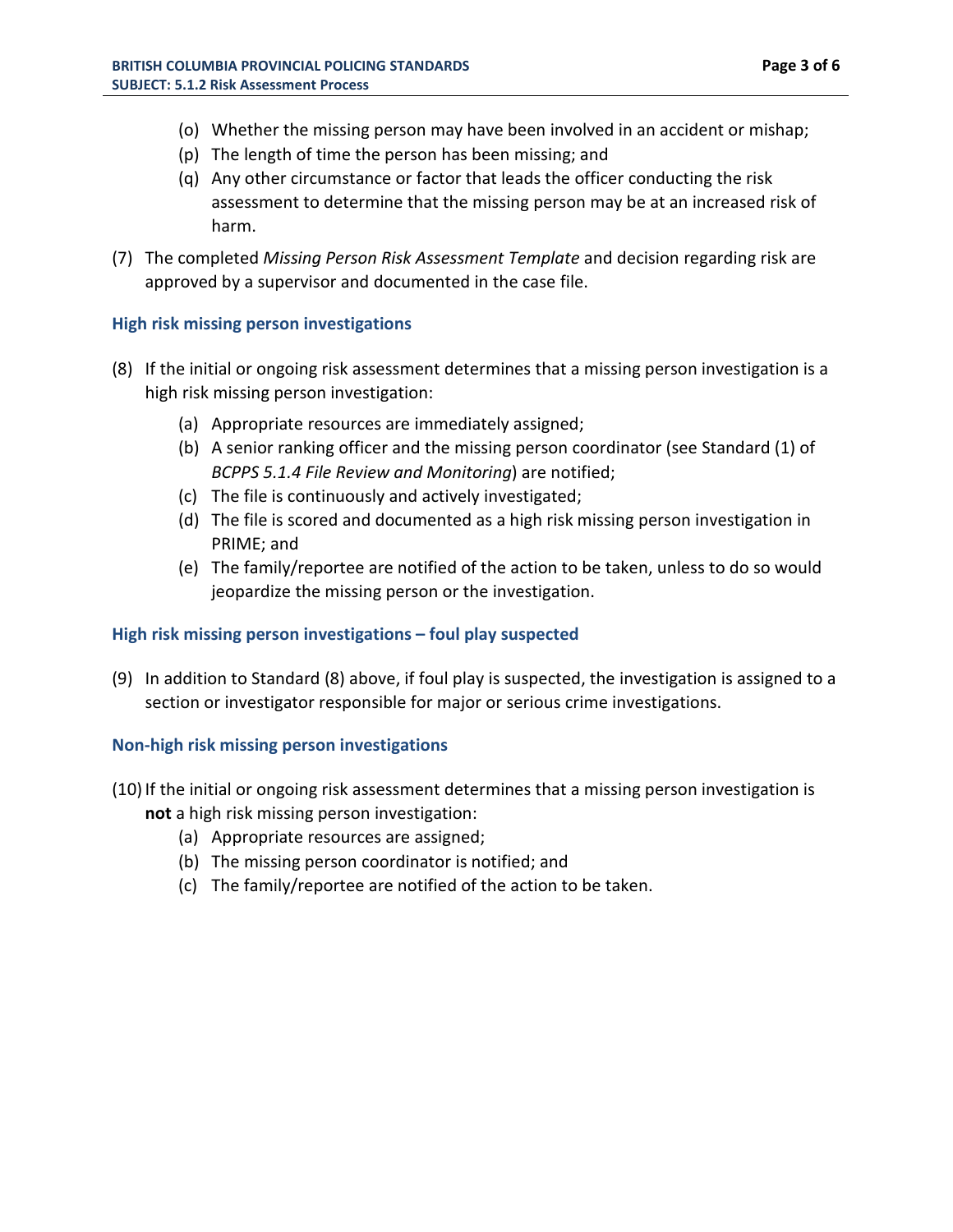(o) Whether the missing person may have been involved in an accident or mishap;
(p) The length of time the person has been missing; and
(q) Any other circumstance or factor that leads the officer conducting the risk assessment to determine that the missing person may be at an increased risk of harm.

(7) The completed *Missing Person Risk Assessment Template* and decision regarding risk are approved by a supervisor and documented in the case file.

### High risk missing person investigations

(8) If the initial or ongoing risk assessment determines that a missing person investigation is a high risk missing person investigation:

(a) Appropriate resources are immediately assigned;
(b) A senior ranking officer and the missing person coordinator (see Standard (1) of *BCPPS 5.1.4 File Review and Monitoring*) are notified;
(c) The file is continuously and actively investigated;
(d) The file is scored and documented as a high risk missing person investigation in PRIME; and
(e) The family/reportee are notified of the action to be taken, unless to do so would jeopardize the missing person or the investigation.

### High risk missing person investigations – foul play suspected

(9) In addition to Standard (8) above, if foul play is suspected, the investigation is assigned to a section or investigator responsible for major or serious crime investigations.

### Non-high risk missing person investigations

(10) If the initial or ongoing risk assessment determines that a missing person investigation is **not** a high risk missing person investigation:

(a) Appropriate resources are assigned;
(b) The missing person coordinator is notified; and
(c) The family/reportee are notified of the action to be taken.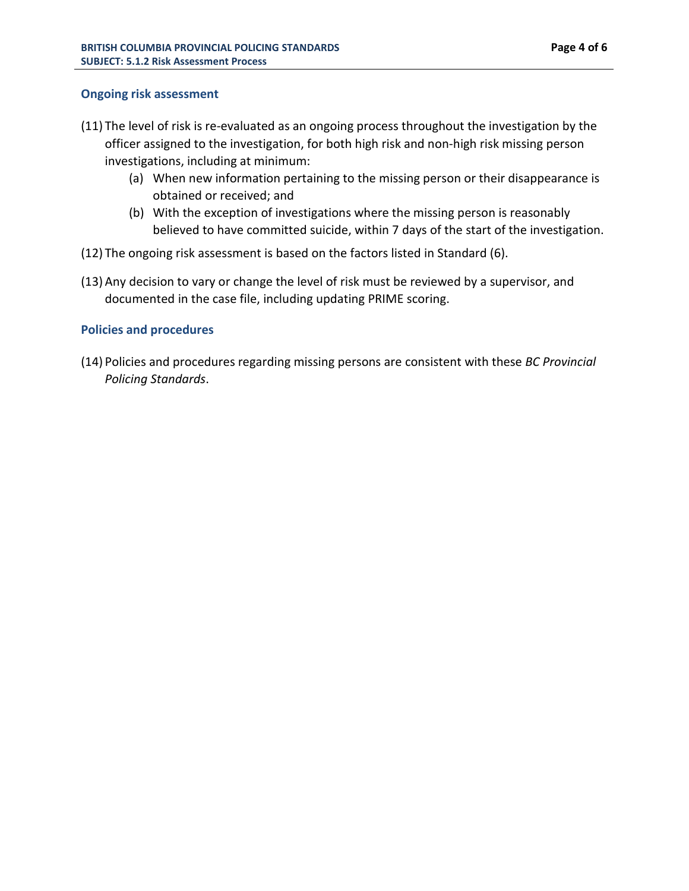## Ongoing risk assessment

(11) The level of risk is re-evaluated as an ongoing process throughout the investigation by the officer assigned to the investigation, for both high risk and non-high risk missing person investigations, including at minimum:

   (a) When new information pertaining to the missing person or their disappearance is obtained or received; and

   (b) With the exception of investigations where the missing person is reasonably believed to have committed suicide, within 7 days of the start of the investigation.

(12) The ongoing risk assessment is based on the factors listed in Standard (6).

(13) Any decision to vary or change the level of risk must be reviewed by a supervisor, and documented in the case file, including updating PRIME scoring.

## Policies and procedures

(14) Policies and procedures regarding missing persons are consistent with these *BC Provincial Policing Standards*.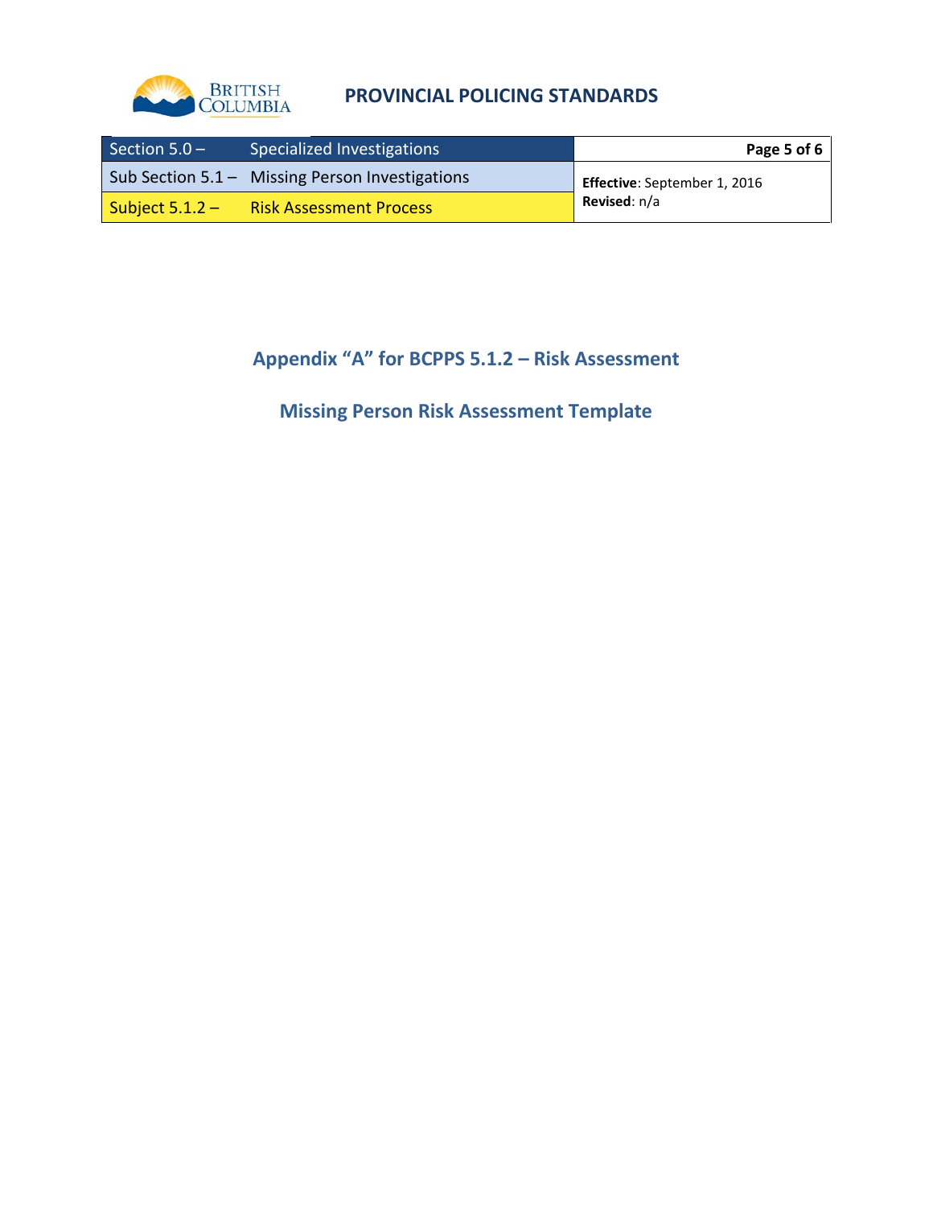## Appendix "A" for BCPPS 5.1.2 – Risk Assessment

## Missing Person Risk Assessment Template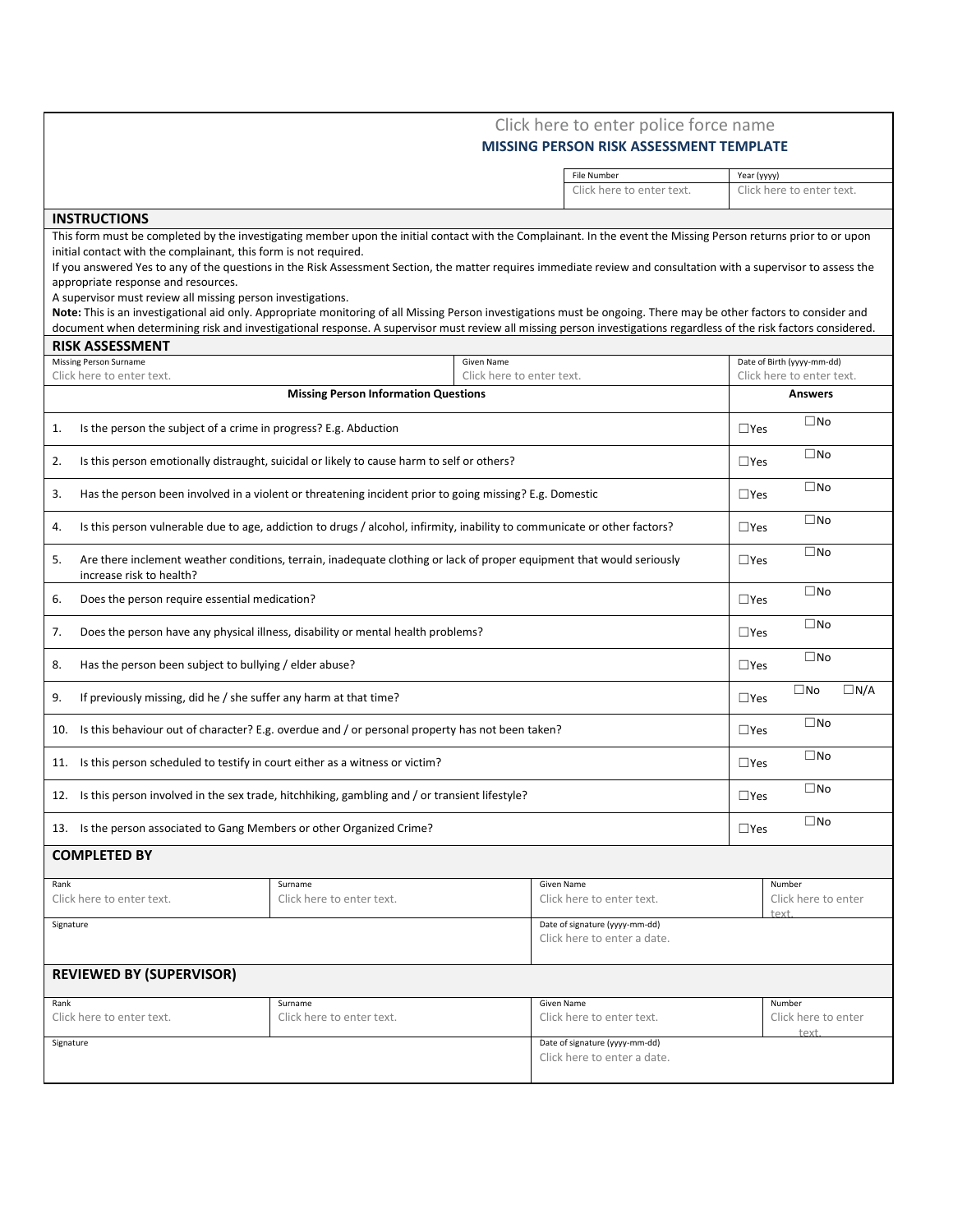Click here to enter police force name

**MISSING PERSON RISK ASSESSMENT TEMPLATE**

| File Number | Year (yyyy) |
|---|---|
| Click here to enter text. | Click here to enter text. |

## INSTRUCTIONS

This form must be completed by the investigating member upon the initial contact with the Complainant. In the event the Missing Person returns prior to or upon initial contact with the complainant, this form is not required.

If you answered Yes to any of the questions in the Risk Assessment Section, the matter requires immediate review and consultation with a supervisor to assess the appropriate response and resources.

A supervisor must review all missing person investigations.

**Note:** This is an investigational aid only. Appropriate monitoring of all Missing Person investigations must be ongoing. There may be other factors to consider and document when determining risk and investigational response. A supervisor must review all missing person investigations regardless of the risk factors considered.

## RISK ASSESSMENT

| Missing Person Surname | Given Name | Date of Birth (yyyy-mm-dd) |
|---|---|---|
| Click here to enter text. | Click here to enter text. | Click here to enter text. |

| Missing Person Information Questions | Answers |
|---|---|
| 1. Is the person the subject of a crime in progress? E.g. Abduction | ☐Yes ☐No |
| 2. Is this person emotionally distraught, suicidal or likely to cause harm to self or others? | ☐Yes ☐No |
| 3. Has the person been involved in a violent or threatening incident prior to going missing? E.g. Domestic | ☐Yes ☐No |
| 4. Is this person vulnerable due to age, addiction to drugs / alcohol, infirmity, inability to communicate or other factors? | ☐Yes ☐No |
| 5. Are there inclement weather conditions, terrain, inadequate clothing or lack of proper equipment that would seriously increase risk to health? | ☐Yes ☐No |
| 6. Does the person require essential medication? | ☐Yes ☐No |
| 7. Does the person have any physical illness, disability or mental health problems? | ☐Yes ☐No |
| 8. Has the person been subject to bullying / elder abuse? | ☐Yes ☐No |
| 9. If previously missing, did he / she suffer any harm at that time? | ☐Yes ☐No ☐N/A |
| 10. Is this behaviour out of character? E.g. overdue and / or personal property has not been taken? | ☐Yes ☐No |
| 11. Is this person scheduled to testify in court either as a witness or victim? | ☐Yes ☐No |
| 12. Is this person involved in the sex trade, hitchhiking, gambling and / or transient lifestyle? | ☐Yes ☐No |
| 13. Is the person associated to Gang Members or other Organized Crime? | ☐Yes ☐No |

## COMPLETED BY

| Rank | Surname | Given Name | Number |
|---|---|---|---|
| Click here to enter text. | Click here to enter text. | Click here to enter text. | Click here to enter text. |
| Signature | | Date of signature (yyyy-mm-dd) Click here to enter a date. | |

## REVIEWED BY (SUPERVISOR)

| Rank | Surname | Given Name | Number |
|---|---|---|---|
| Click here to enter text. | Click here to enter text. | Click here to enter text. | Click here to enter text. |
| Signature | | Date of signature (yyyy-mm-dd) Click here to enter a date. | |